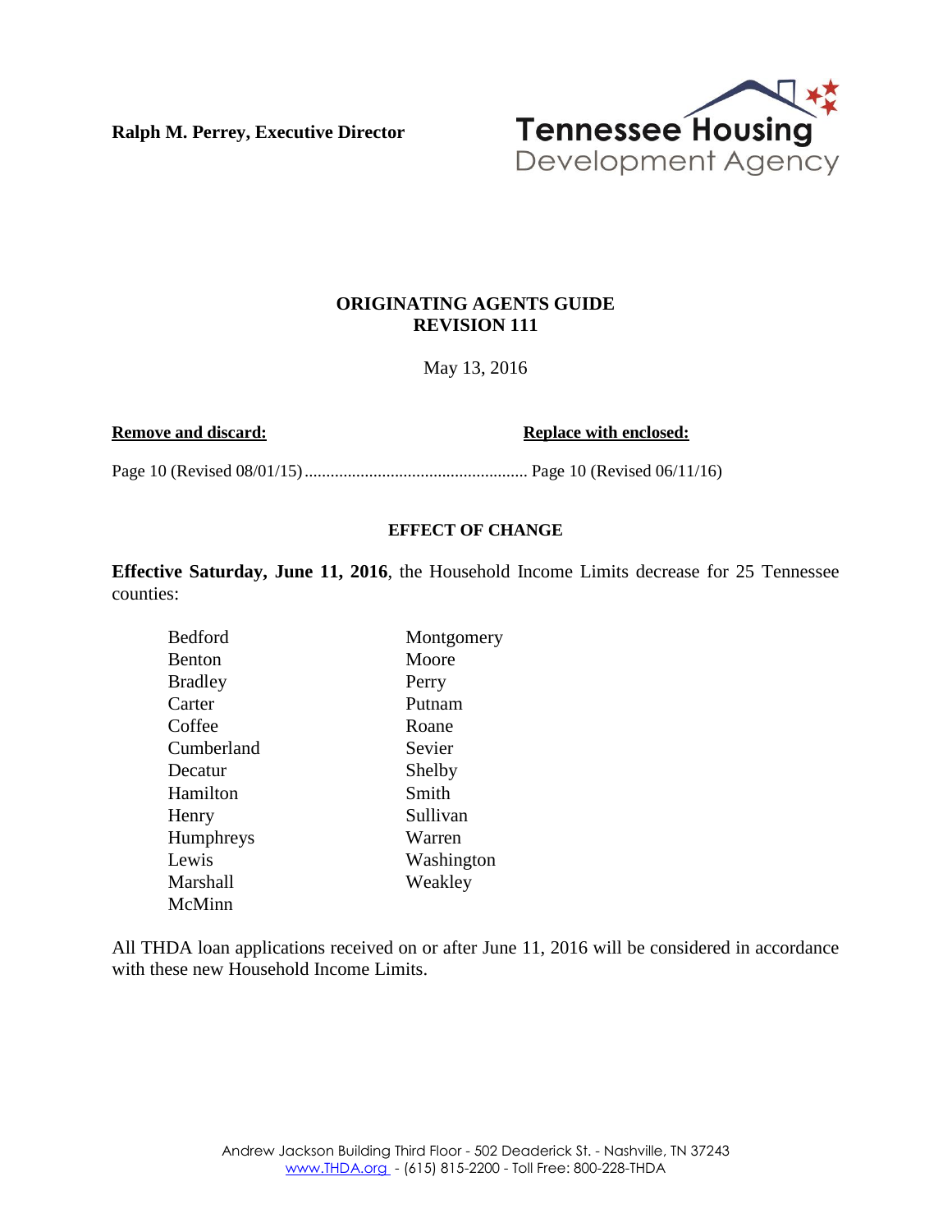**Ralph M. Perrey, Executive Director**

Tennessee Housing Development Agency

**ORIGINATING AGENTS GUIDE**
**REVISION 111**

May 13, 2016

| **Remove and discard:** | **Replace with enclosed:** |
|---|---|
| Page 10 (Revised 08/01/15) | Page 10 (Revised 06/11/16) |

**EFFECT OF CHANGE**

**Effective Saturday, June 11, 2016**, the Household Income Limits decrease for 25 Tennessee counties:

| | |
|---|---|
| Bedford | Montgomery |
| Benton | Moore |
| Bradley | Perry |
| Carter | Putnam |
| Coffee | Roane |
| Cumberland | Sevier |
| Decatur | Shelby |
| Hamilton | Smith |
| Henry | Sullivan |
| Humphreys | Warren |
| Lewis | Washington |
| Marshall | Weakley |
| McMinn | |

All THDA loan applications received on or after June 11, 2016 will be considered in accordance with these new Household Income Limits.

Andrew Jackson Building Third Floor - 502 Deaderick St. - Nashville, TN 37243
www.THDA.org - (615) 815-2200 - Toll Free: 800-228-THDA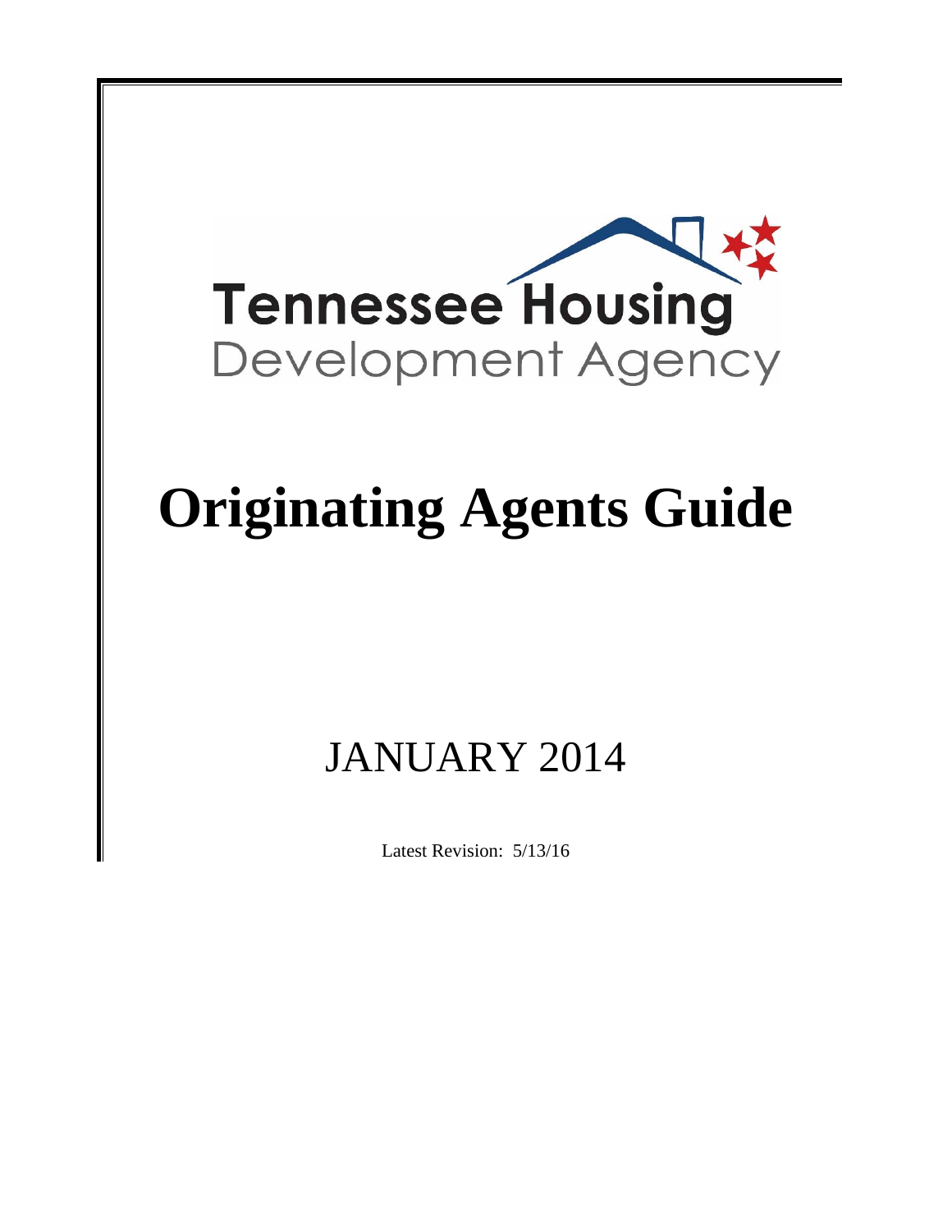Tennessee Housing
Development Agency

# Originating Agents Guide

## JANUARY 2014

Latest Revision: 5/13/16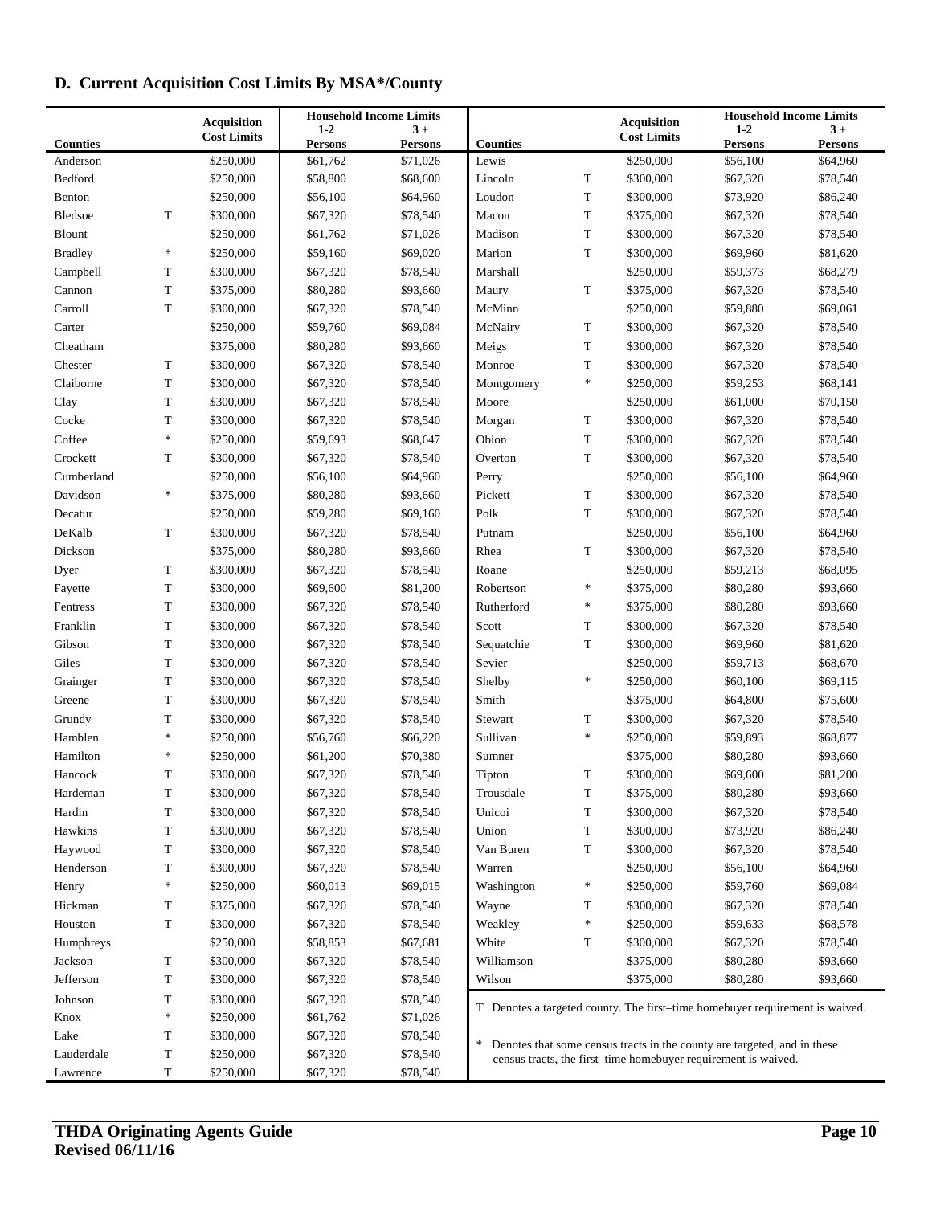## D. Current Acquisition Cost Limits By MSA*/County

| Counties | | Acquisition Cost Limits | Household Income Limits 1-2 Persons | 3 + Persons | Counties | | Acquisition Cost Limits | Household Income Limits 1-2 Persons | 3 + Persons |
|---|---|---|---|---|---|---|---|---|---|
| Anderson | | $250,000 | $61,762 | $71,026 | Lewis | | $250,000 | $56,100 | $64,960 |
| Bedford | | $250,000 | $58,800 | $68,600 | Lincoln | T | $300,000 | $67,320 | $78,540 |
| Benton | | $250,000 | $56,100 | $64,960 | Loudon | T | $300,000 | $73,920 | $86,240 |
| Bledsoe | T | $300,000 | $67,320 | $78,540 | Macon | T | $375,000 | $67,320 | $78,540 |
| Blount | | $250,000 | $61,762 | $71,026 | Madison | T | $300,000 | $67,320 | $78,540 |
| Bradley | * | $250,000 | $59,160 | $69,020 | Marion | T | $300,000 | $69,960 | $81,620 |
| Campbell | T | $300,000 | $67,320 | $78,540 | Marshall | | $250,000 | $59,373 | $68,279 |
| Cannon | T | $375,000 | $80,280 | $93,660 | Maury | T | $375,000 | $67,320 | $78,540 |
| Carroll | T | $300,000 | $67,320 | $78,540 | McMinn | | $250,000 | $59,880 | $69,061 |
| Carter | | $250,000 | $59,760 | $69,084 | McNairy | T | $300,000 | $67,320 | $78,540 |
| Cheatham | | $375,000 | $80,280 | $93,660 | Meigs | T | $300,000 | $67,320 | $78,540 |
| Chester | T | $300,000 | $67,320 | $78,540 | Monroe | T | $300,000 | $67,320 | $78,540 |
| Claiborne | T | $300,000 | $67,320 | $78,540 | Montgomery | * | $250,000 | $59,253 | $68,141 |
| Clay | T | $300,000 | $67,320 | $78,540 | Moore | | $250,000 | $61,000 | $70,150 |
| Cocke | T | $300,000 | $67,320 | $78,540 | Morgan | T | $300,000 | $67,320 | $78,540 |
| Coffee | * | $250,000 | $59,693 | $68,647 | Obion | T | $300,000 | $67,320 | $78,540 |
| Crockett | T | $300,000 | $67,320 | $78,540 | Overton | T | $300,000 | $67,320 | $78,540 |
| Cumberland | | $250,000 | $56,100 | $64,960 | Perry | | $250,000 | $56,100 | $64,960 |
| Davidson | * | $375,000 | $80,280 | $93,660 | Pickett | T | $300,000 | $67,320 | $78,540 |
| Decatur | | $250,000 | $59,280 | $69,160 | Polk | T | $300,000 | $67,320 | $78,540 |
| DeKalb | T | $300,000 | $67,320 | $78,540 | Putnam | | $250,000 | $56,100 | $64,960 |
| Dickson | | $375,000 | $80,280 | $93,660 | Rhea | T | $300,000 | $67,320 | $78,540 |
| Dyer | T | $300,000 | $67,320 | $78,540 | Roane | | $250,000 | $59,213 | $68,095 |
| Fayette | T | $300,000 | $69,600 | $81,200 | Robertson | * | $375,000 | $80,280 | $93,660 |
| Fentress | T | $300,000 | $67,320 | $78,540 | Rutherford | * | $375,000 | $80,280 | $93,660 |
| Franklin | T | $300,000 | $67,320 | $78,540 | Scott | T | $300,000 | $67,320 | $78,540 |
| Gibson | T | $300,000 | $67,320 | $78,540 | Sequatchie | T | $300,000 | $69,960 | $81,620 |
| Giles | T | $300,000 | $67,320 | $78,540 | Sevier | | $250,000 | $59,713 | $68,670 |
| Grainger | T | $300,000 | $67,320 | $78,540 | Shelby | * | $250,000 | $60,100 | $69,115 |
| Greene | T | $300,000 | $67,320 | $78,540 | Smith | | $375,000 | $64,800 | $75,600 |
| Grundy | T | $300,000 | $67,320 | $78,540 | Stewart | T | $300,000 | $67,320 | $78,540 |
| Hamblen | * | $250,000 | $56,760 | $66,220 | Sullivan | * | $250,000 | $59,893 | $68,877 |
| Hamilton | * | $250,000 | $61,200 | $70,380 | Sumner | | $375,000 | $80,280 | $93,660 |
| Hancock | T | $300,000 | $67,320 | $78,540 | Tipton | T | $300,000 | $69,600 | $81,200 |
| Hardeman | T | $300,000 | $67,320 | $78,540 | Trousdale | T | $375,000 | $80,280 | $93,660 |
| Hardin | T | $300,000 | $67,320 | $78,540 | Unicoi | T | $300,000 | $67,320 | $78,540 |
| Hawkins | T | $300,000 | $67,320 | $78,540 | Union | T | $300,000 | $73,920 | $86,240 |
| Haywood | T | $300,000 | $67,320 | $78,540 | Van Buren | T | $300,000 | $67,320 | $78,540 |
| Henderson | T | $300,000 | $67,320 | $78,540 | Warren | | $250,000 | $56,100 | $64,960 |
| Henry | * | $250,000 | $60,013 | $69,015 | Washington | * | $250,000 | $59,760 | $69,084 |
| Hickman | T | $375,000 | $67,320 | $78,540 | Wayne | T | $300,000 | $67,320 | $78,540 |
| Houston | T | $300,000 | $67,320 | $78,540 | Weakley | * | $250,000 | $59,633 | $68,578 |
| Humphreys | | $250,000 | $58,853 | $67,681 | White | T | $300,000 | $67,320 | $78,540 |
| Jackson | T | $300,000 | $67,320 | $78,540 | Williamson | | $375,000 | $80,280 | $93,660 |
| Jefferson | T | $300,000 | $67,320 | $78,540 | Wilson | | $375,000 | $80,280 | $93,660 |
| Johnson | T | $300,000 | $67,320 | $78,540 | | | | | |
| Knox | * | $250,000 | $61,762 | $71,026 | | | | | |
| Lake | T | $300,000 | $67,320 | $78,540 | | | | | |
| Lauderdale | T | $250,000 | $67,320 | $78,540 | | | | | |
| Lawrence | T | $250,000 | $67,320 | $78,540 | | | | | |

T Denotes a targeted county. The first–time homebuyer requirement is waived.

* Denotes that some census tracts in the county are targeted, and in these census tracts, the first–time homebuyer requirement is waived.